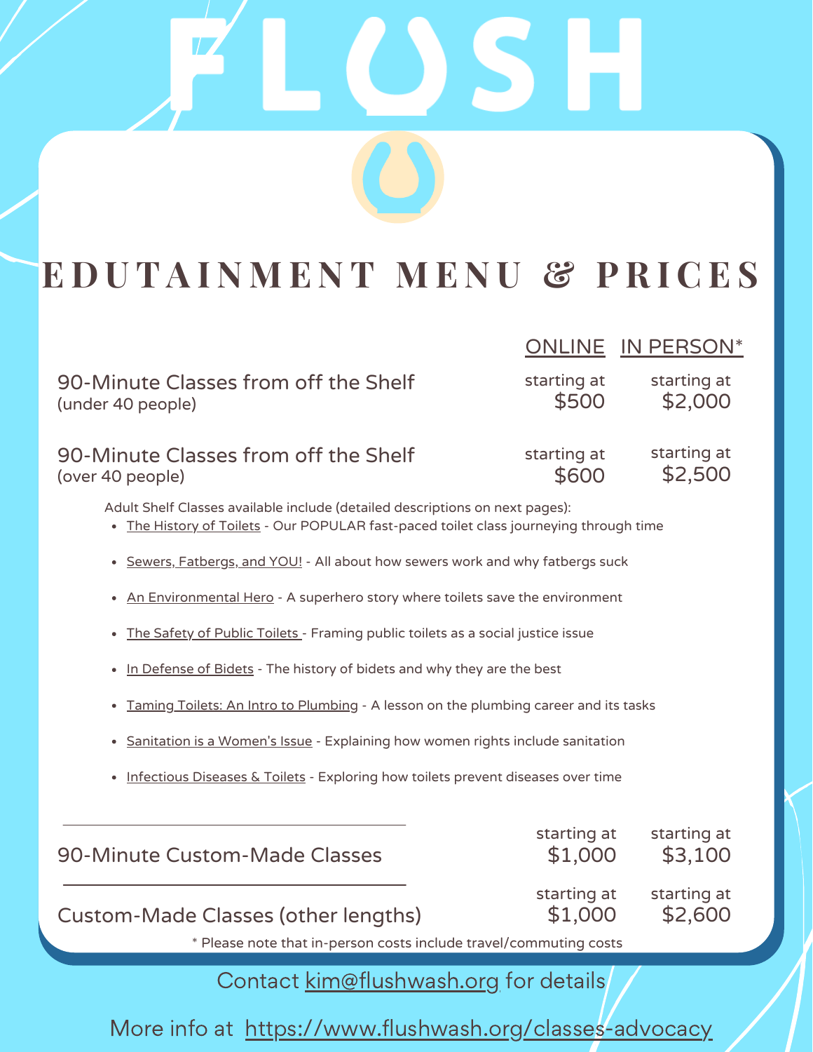# FLUSH

## EDUTAINMENT MENU & PRICES

| | ONLINE | IN PERSON* |
|---|---|---|
| 90-Minute Classes from off the Shelf (under 40 people) | starting at $500 | starting at $2,000 |
| 90-Minute Classes from off the Shelf (over 40 people) | starting at $600 | starting at $2,500 |

Adult Shelf Classes available include (detailed descriptions on next pages):

- The History of Toilets - Our POPULAR fast-paced toilet class journeying through time
- Sewers, Fatbergs, and YOU! - All about how sewers work and why fatbergs suck
- An Environmental Hero - A superhero story where toilets save the environment
- The Safety of Public Toilets - Framing public toilets as a social justice issue
- In Defense of Bidets - The history of bidets and why they are the best
- Taming Toilets: An Intro to Plumbing - A lesson on the plumbing career and its tasks
- Sanitation is a Women's Issue - Explaining how women rights include sanitation
- Infectious Diseases & Toilets - Exploring how toilets prevent diseases over time

| | ONLINE | IN PERSON* |
|---|---|---|
| 90-Minute Custom-Made Classes | starting at $1,000 | starting at $3,100 |
| Custom-Made Classes (other lengths) | starting at $1,000 | starting at $2,600 |

* Please note that in-person costs include travel/commuting costs

Contact kim@flushwash.org for details

More info at https://www.flushwash.org/classes-advocacy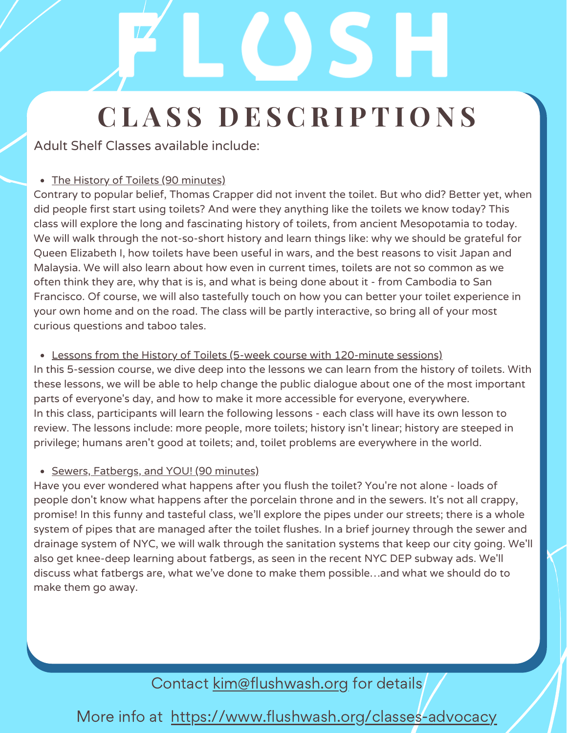# FLUSH

## CLASS DESCRIPTIONS

Adult Shelf Classes available include:

- The History of Toilets (90 minutes)

Contrary to popular belief, Thomas Crapper did not invent the toilet. But who did? Better yet, when did people first start using toilets? And were they anything like the toilets we know today? This class will explore the long and fascinating history of toilets, from ancient Mesopotamia to today. We will walk through the not-so-short history and learn things like: why we should be grateful for Queen Elizabeth I, how toilets have been useful in wars, and the best reasons to visit Japan and Malaysia. We will also learn about how even in current times, toilets are not so common as we often think they are, why that is is, and what is being done about it - from Cambodia to San Francisco. Of course, we will also tastefully touch on how you can better your toilet experience in your own home and on the road. The class will be partly interactive, so bring all of your most curious questions and taboo tales.

- Lessons from the History of Toilets (5-week course with 120-minute sessions)

In this 5-session course, we dive deep into the lessons we can learn from the history of toilets. With these lessons, we will be able to help change the public dialogue about one of the most important parts of everyone's day, and how to make it more accessible for everyone, everywhere.
In this class, participants will learn the following lessons - each class will have its own lesson to review. The lessons include: more people, more toilets; history isn't linear; history are steeped in privilege; humans aren't good at toilets; and, toilet problems are everywhere in the world.

- Sewers, Fatbergs, and YOU! (90 minutes)

Have you ever wondered what happens after you flush the toilet? You're not alone - loads of people don't know what happens after the porcelain throne and in the sewers. It's not all crappy, promise! In this funny and tasteful class, we'll explore the pipes under our streets; there is a whole system of pipes that are managed after the toilet flushes. In a brief journey through the sewer and drainage system of NYC, we will walk through the sanitation systems that keep our city going. We'll also get knee-deep learning about fatbergs, as seen in the recent NYC DEP subway ads. We'll discuss what fatbergs are, what we've done to make them possible…and what we should do to make them go away.

Contact kim@flushwash.org for details

More info at https://www.flushwash.org/classes-advocacy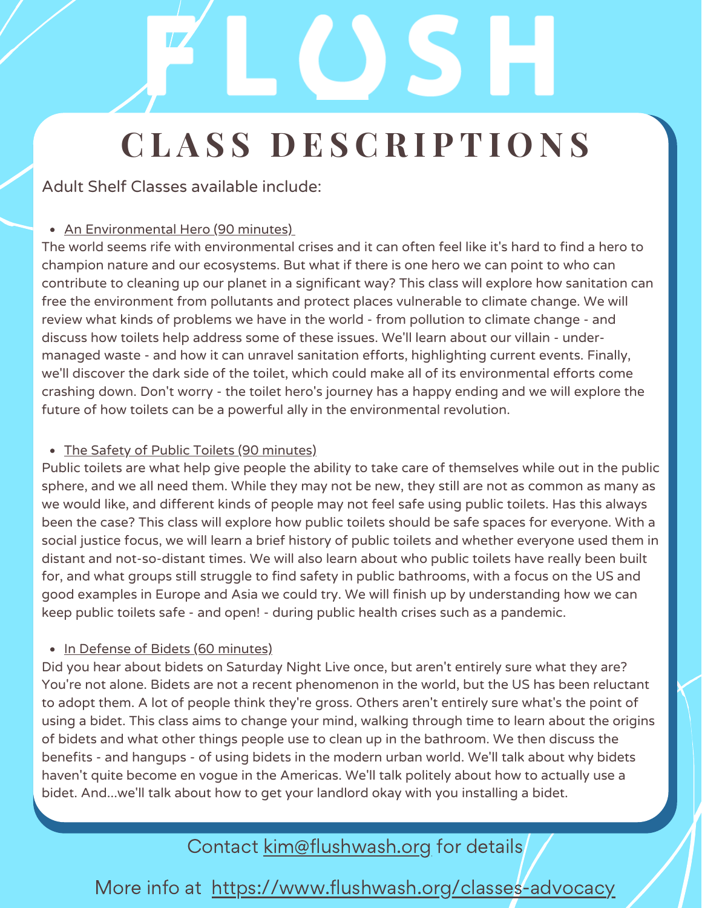# FLUSH

## CLASS DESCRIPTIONS

Adult Shelf Classes available include:

- An Environmental Hero (90 minutes)

The world seems rife with environmental crises and it can often feel like it's hard to find a hero to champion nature and our ecosystems. But what if there is one hero we can point to who can contribute to cleaning up our planet in a significant way? This class will explore how sanitation can free the environment from pollutants and protect places vulnerable to climate change. We will review what kinds of problems we have in the world - from pollution to climate change - and discuss how toilets help address some of these issues. We'll learn about our villain - under-managed waste - and how it can unravel sanitation efforts, highlighting current events. Finally, we'll discover the dark side of the toilet, which could make all of its environmental efforts come crashing down. Don't worry - the toilet hero's journey has a happy ending and we will explore the future of how toilets can be a powerful ally in the environmental revolution.

- The Safety of Public Toilets (90 minutes)

Public toilets are what help give people the ability to take care of themselves while out in the public sphere, and we all need them. While they may not be new, they still are not as common as many as we would like, and different kinds of people may not feel safe using public toilets. Has this always been the case? This class will explore how public toilets should be safe spaces for everyone. With a social justice focus, we will learn a brief history of public toilets and whether everyone used them in distant and not-so-distant times. We will also learn about who public toilets have really been built for, and what groups still struggle to find safety in public bathrooms, with a focus on the US and good examples in Europe and Asia we could try. We will finish up by understanding how we can keep public toilets safe - and open! - during public health crises such as a pandemic.

- In Defense of Bidets (60 minutes)

Did you hear about bidets on Saturday Night Live once, but aren't entirely sure what they are? You're not alone. Bidets are not a recent phenomenon in the world, but the US has been reluctant to adopt them. A lot of people think they're gross. Others aren't entirely sure what's the point of using a bidet. This class aims to change your mind, walking through time to learn about the origins of bidets and what other things people use to clean up in the bathroom. We then discuss the benefits - and hangups - of using bidets in the modern urban world. We'll talk about why bidets haven't quite become en vogue in the Americas. We'll talk politely about how to actually use a bidet. And...we'll talk about how to get your landlord okay with you installing a bidet.

Contact kim@flushwash.org for details

More info at https://www.flushwash.org/classes-advocacy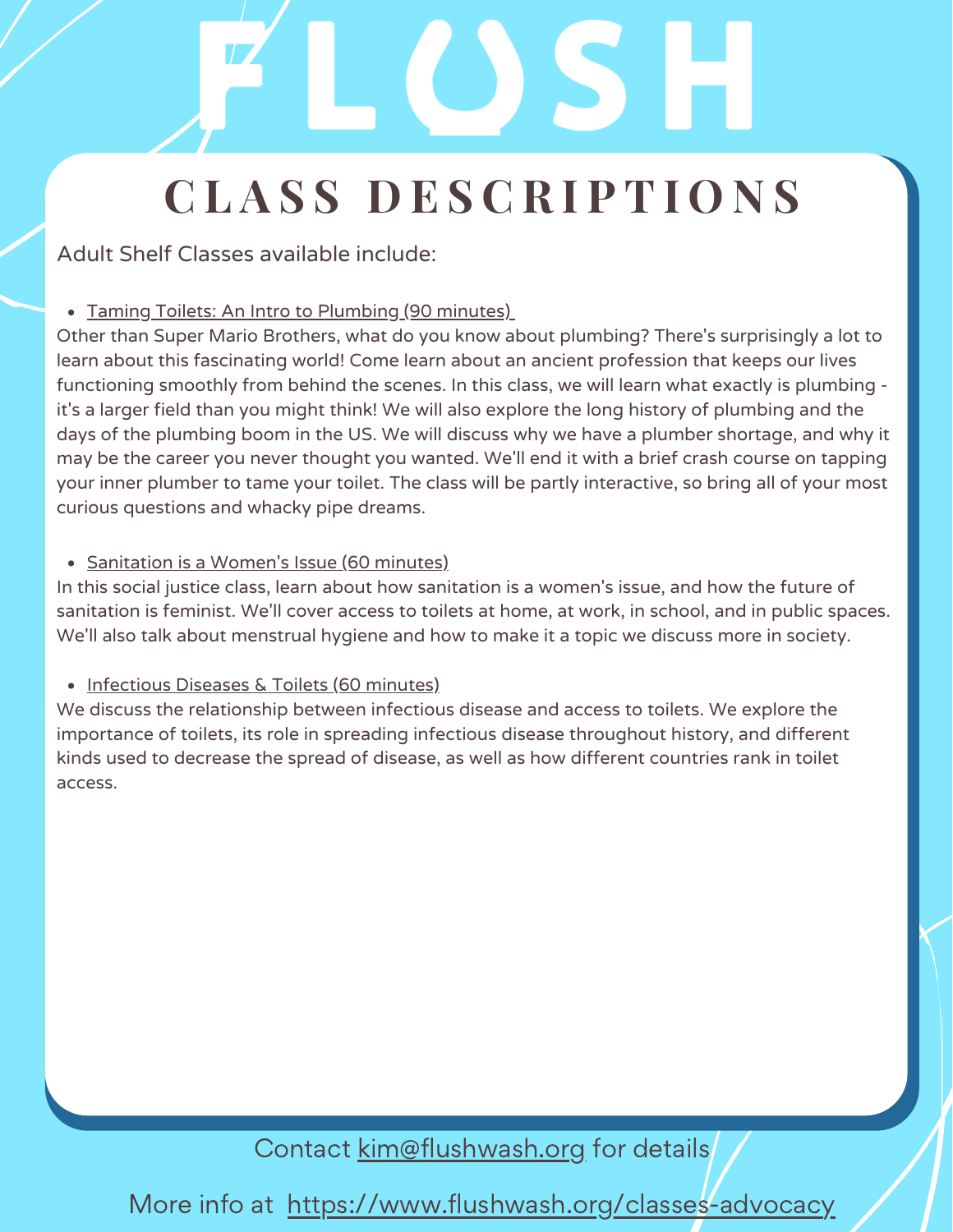# FLUSH

## CLASS DESCRIPTIONS

Adult Shelf Classes available include:

- Taming Toilets: An Intro to Plumbing (90 minutes)

Other than Super Mario Brothers, what do you know about plumbing? There's surprisingly a lot to learn about this fascinating world! Come learn about an ancient profession that keeps our lives functioning smoothly from behind the scenes. In this class, we will learn what exactly is plumbing - it's a larger field than you might think! We will also explore the long history of plumbing and the days of the plumbing boom in the US. We will discuss why we have a plumber shortage, and why it may be the career you never thought you wanted. We'll end it with a brief crash course on tapping your inner plumber to tame your toilet. The class will be partly interactive, so bring all of your most curious questions and whacky pipe dreams.

- Sanitation is a Women's Issue (60 minutes)

In this social justice class, learn about how sanitation is a women's issue, and how the future of sanitation is feminist. We'll cover access to toilets at home, at work, in school, and in public spaces. We'll also talk about menstrual hygiene and how to make it a topic we discuss more in society.

- Infectious Diseases & Toilets (60 minutes)

We discuss the relationship between infectious disease and access to toilets. We explore the importance of toilets, its role in spreading infectious disease throughout history, and different kinds used to decrease the spread of disease, as well as how different countries rank in toilet access.

Contact kim@flushwash.org for details

More info at https://www.flushwash.org/classes-advocacy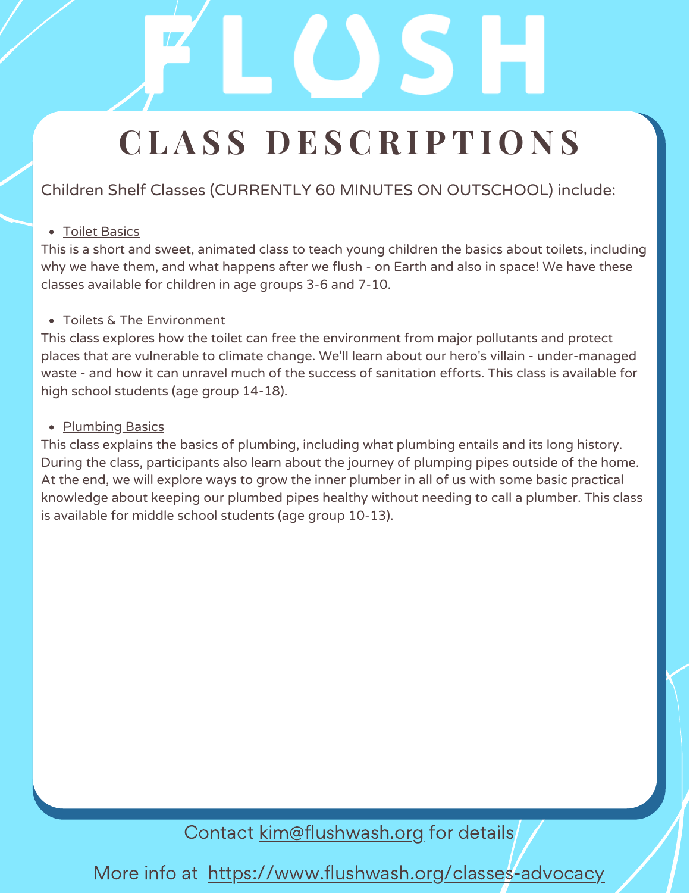# FLUSH

## CLASS DESCRIPTIONS

Children Shelf Classes (CURRENTLY 60 MINUTES ON OUTSCHOOL) include:

- Toilet Basics

This is a short and sweet, animated class to teach young children the basics about toilets, including why we have them, and what happens after we flush - on Earth and also in space! We have these classes available for children in age groups 3-6 and 7-10.

- Toilets & The Environment

This class explores how the toilet can free the environment from major pollutants and protect places that are vulnerable to climate change. We'll learn about our hero's villain - under-managed waste - and how it can unravel much of the success of sanitation efforts. This class is available for high school students (age group 14-18).

- Plumbing Basics

This class explains the basics of plumbing, including what plumbing entails and its long history. During the class, participants also learn about the journey of plumping pipes outside of the home. At the end, we will explore ways to grow the inner plumber in all of us with some basic practical knowledge about keeping our plumbed pipes healthy without needing to call a plumber. This class is available for middle school students (age group 10-13).

Contact kim@flushwash.org for details

More info at https://www.flushwash.org/classes-advocacy